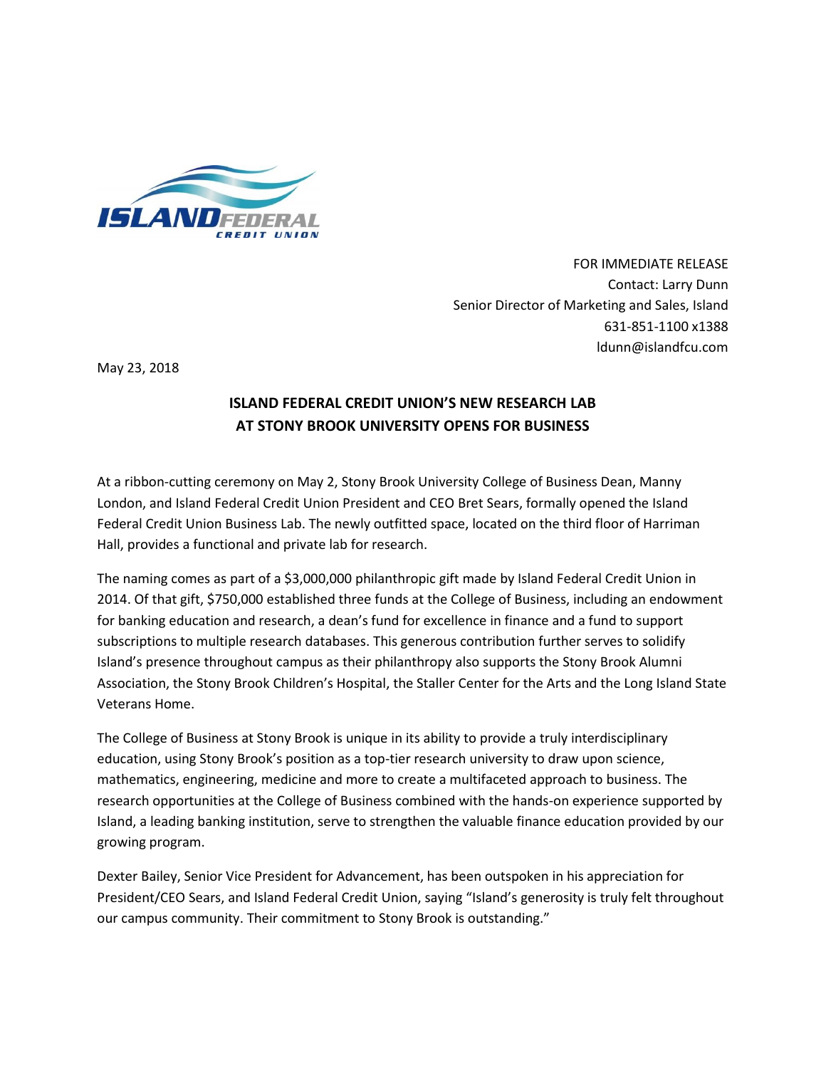FOR IMMEDIATE RELEASE
Contact: Larry Dunn
Senior Director of Marketing and Sales, Island
631-851-1100 x1388
ldunn@islandfcu.com

May 23, 2018

**ISLAND FEDERAL CREDIT UNION'S NEW RESEARCH LAB AT STONY BROOK UNIVERSITY OPENS FOR BUSINESS**

At a ribbon-cutting ceremony on May 2, Stony Brook University College of Business Dean, Manny London, and Island Federal Credit Union President and CEO Bret Sears, formally opened the Island Federal Credit Union Business Lab. The newly outfitted space, located on the third floor of Harriman Hall, provides a functional and private lab for research.

The naming comes as part of a $3,000,000 philanthropic gift made by Island Federal Credit Union in 2014. Of that gift, $750,000 established three funds at the College of Business, including an endowment for banking education and research, a dean's fund for excellence in finance and a fund to support subscriptions to multiple research databases. This generous contribution further serves to solidify Island's presence throughout campus as their philanthropy also supports the Stony Brook Alumni Association, the Stony Brook Children's Hospital, the Staller Center for the Arts and the Long Island State Veterans Home.

The College of Business at Stony Brook is unique in its ability to provide a truly interdisciplinary education, using Stony Brook's position as a top-tier research university to draw upon science, mathematics, engineering, medicine and more to create a multifaceted approach to business. The research opportunities at the College of Business combined with the hands-on experience supported by Island, a leading banking institution, serve to strengthen the valuable finance education provided by our growing program.

Dexter Bailey, Senior Vice President for Advancement, has been outspoken in his appreciation for President/CEO Sears, and Island Federal Credit Union, saying "Island's generosity is truly felt throughout our campus community. Their commitment to Stony Brook is outstanding."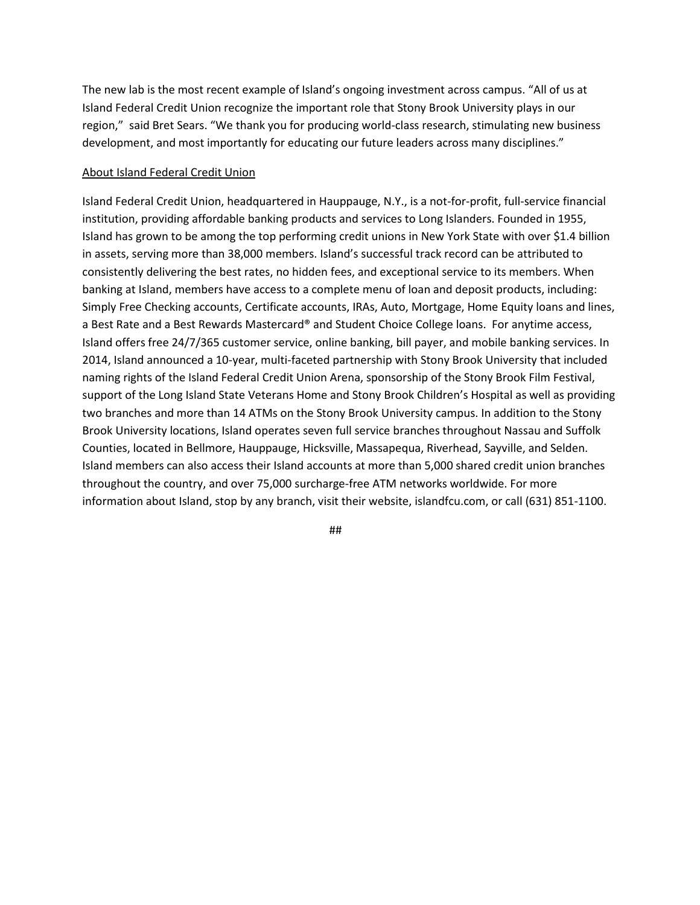The new lab is the most recent example of Island's ongoing investment across campus. "All of us at Island Federal Credit Union recognize the important role that Stony Brook University plays in our region," said Bret Sears. "We thank you for producing world-class research, stimulating new business development, and most importantly for educating our future leaders across many disciplines."

<u>About Island Federal Credit Union</u>

Island Federal Credit Union, headquartered in Hauppauge, N.Y., is a not-for-profit, full-service financial institution, providing affordable banking products and services to Long Islanders. Founded in 1955, Island has grown to be among the top performing credit unions in New York State with over $1.4 billion in assets, serving more than 38,000 members. Island's successful track record can be attributed to consistently delivering the best rates, no hidden fees, and exceptional service to its members. When banking at Island, members have access to a complete menu of loan and deposit products, including: Simply Free Checking accounts, Certificate accounts, IRAs, Auto, Mortgage, Home Equity loans and lines, a Best Rate and a Best Rewards Mastercard® and Student Choice College loans. For anytime access, Island offers free 24/7/365 customer service, online banking, bill payer, and mobile banking services. In 2014, Island announced a 10-year, multi-faceted partnership with Stony Brook University that included naming rights of the Island Federal Credit Union Arena, sponsorship of the Stony Brook Film Festival, support of the Long Island State Veterans Home and Stony Brook Children's Hospital as well as providing two branches and more than 14 ATMs on the Stony Brook University campus. In addition to the Stony Brook University locations, Island operates seven full service branches throughout Nassau and Suffolk Counties, located in Bellmore, Hauppauge, Hicksville, Massapequa, Riverhead, Sayville, and Selden. Island members can also access their Island accounts at more than 5,000 shared credit union branches throughout the country, and over 75,000 surcharge-free ATM networks worldwide. For more information about Island, stop by any branch, visit their website, islandfcu.com, or call (631) 851-1100.

##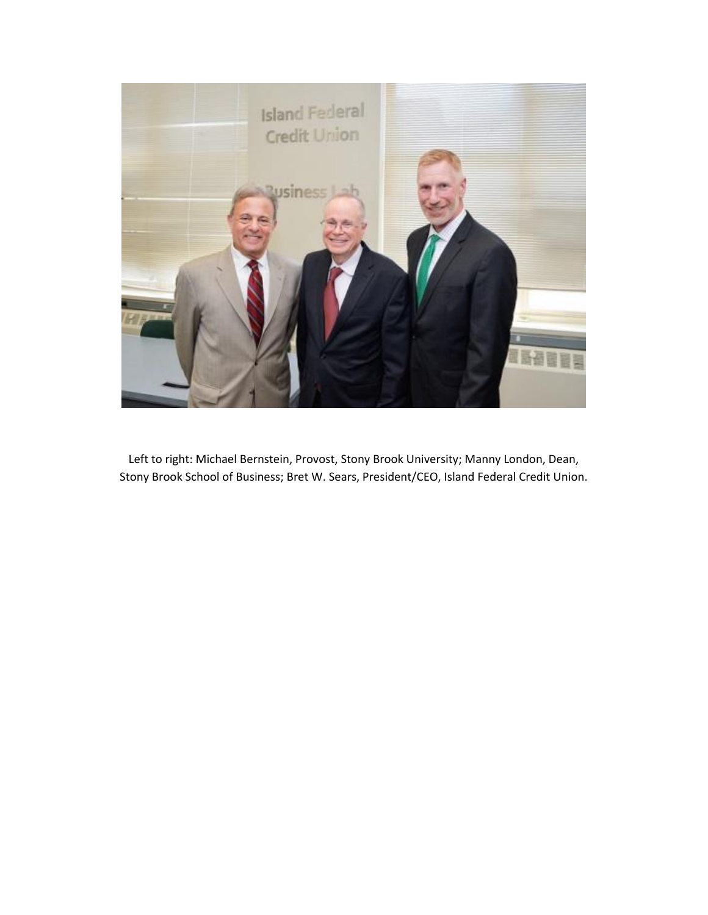Left to right: Michael Bernstein, Provost, Stony Brook University; Manny London, Dean, Stony Brook School of Business; Bret W. Sears, President/CEO, Island Federal Credit Union.